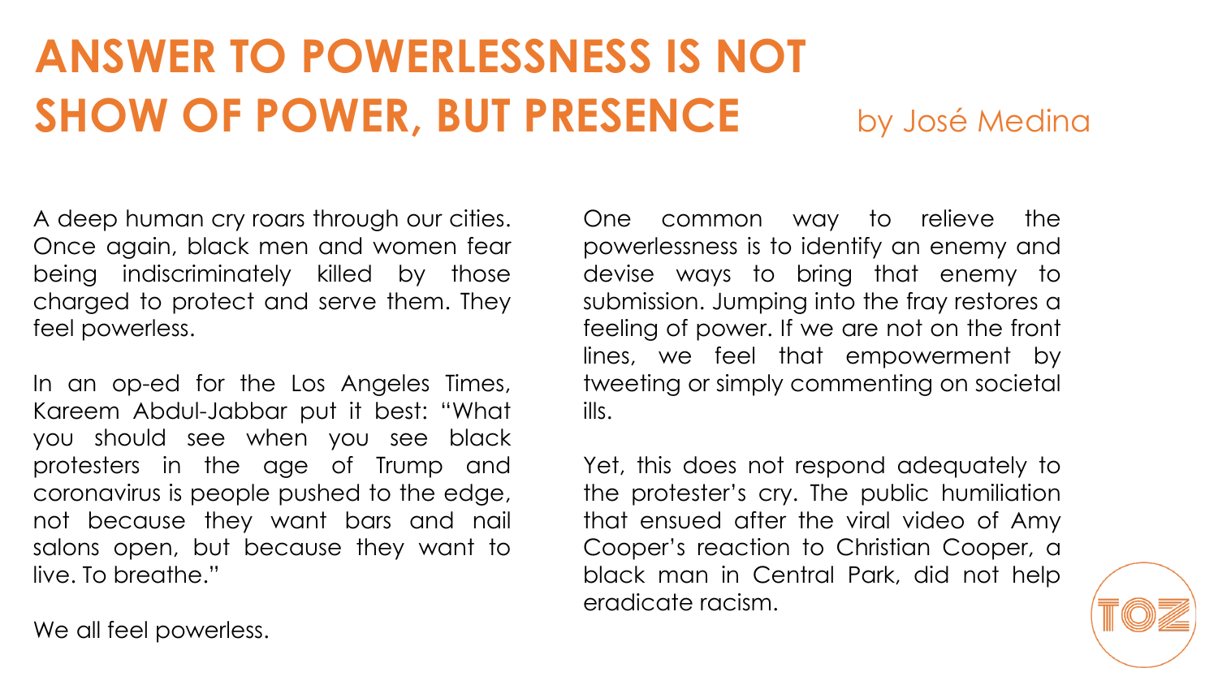# ANSWER TO POWERLESSNESS IS NOT SHOW OF POWER, BUT PRESENCE

by José Medina

A deep human cry roars through our cities. Once again, black men and women fear being indiscriminately killed by those charged to protect and serve them. They feel powerless.

In an op-ed for the Los Angeles Times, Kareem Abdul-Jabbar put it best: "What you should see when you see black protesters in the age of Trump and coronavirus is people pushed to the edge, not because they want bars and nail salons open, but because they want to live. To breathe."

We all feel powerless.

One common way to relieve the powerlessness is to identify an enemy and devise ways to bring that enemy to submission. Jumping into the fray restores a feeling of power. If we are not on the front lines, we feel that empowerment by tweeting or simply commenting on societal ills.

Yet, this does not respond adequately to the protester's cry. The public humiliation that ensued after the viral video of Amy Cooper's reaction to Christian Cooper, a black man in Central Park, did not help eradicate racism.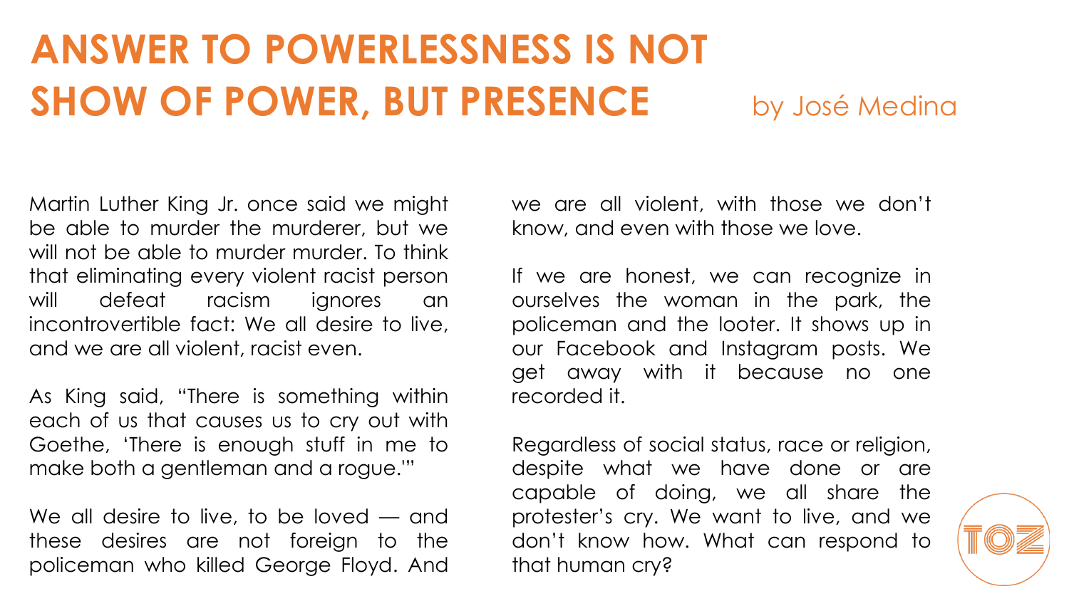# ANSWER TO POWERLESSNESS IS NOT SHOW OF POWER, BUT PRESENCE

by José Medina

Martin Luther King Jr. once said we might be able to murder the murderer, but we will not be able to murder murder. To think that eliminating every violent racist person will defeat racism ignores an incontrovertible fact: We all desire to live, and we are all violent, racist even.

As King said, "There is something within each of us that causes us to cry out with Goethe, 'There is enough stuff in me to make both a gentleman and a rogue.'"

We all desire to live, to be loved — and these desires are not foreign to the policeman who killed George Floyd. And we are all violent, with those we don't know, and even with those we love.

If we are honest, we can recognize in ourselves the woman in the park, the policeman and the looter. It shows up in our Facebook and Instagram posts. We get away with it because no one recorded it.

Regardless of social status, race or religion, despite what we have done or are capable of doing, we all share the protester's cry. We want to live, and we don't know how. What can respond to that human cry?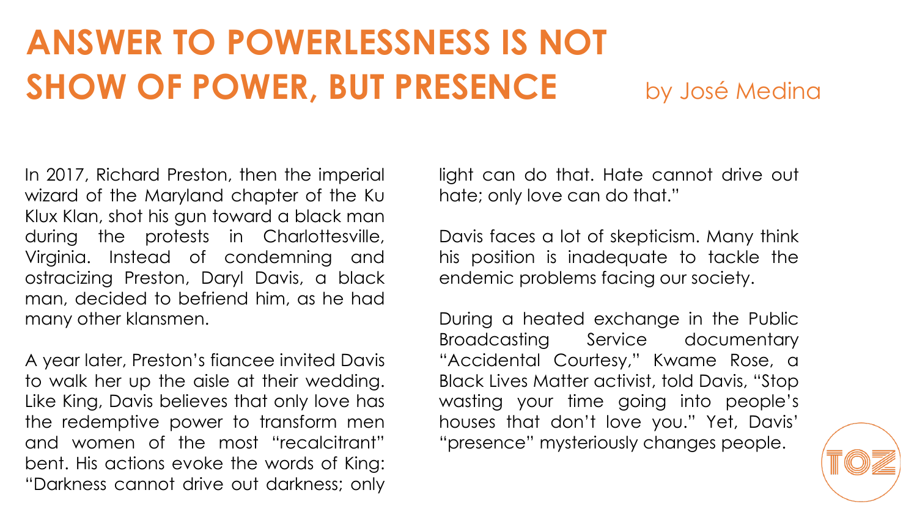# ANSWER TO POWERLESSNESS IS NOT SHOW OF POWER, BUT PRESENCE

by José Medina

In 2017, Richard Preston, then the imperial wizard of the Maryland chapter of the Ku Klux Klan, shot his gun toward a black man during the protests in Charlottesville, Virginia. Instead of condemning and ostracizing Preston, Daryl Davis, a black man, decided to befriend him, as he had many other klansmen.

A year later, Preston's fiancee invited Davis to walk her up the aisle at their wedding. Like King, Davis believes that only love has the redemptive power to transform men and women of the most "recalcitrant" bent. His actions evoke the words of King: "Darkness cannot drive out darkness; only light can do that. Hate cannot drive out hate; only love can do that."

Davis faces a lot of skepticism. Many think his position is inadequate to tackle the endemic problems facing our society.

During a heated exchange in the Public Broadcasting Service documentary "Accidental Courtesy," Kwame Rose, a Black Lives Matter activist, told Davis, "Stop wasting your time going into people's houses that don't love you." Yet, Davis' "presence" mysteriously changes people.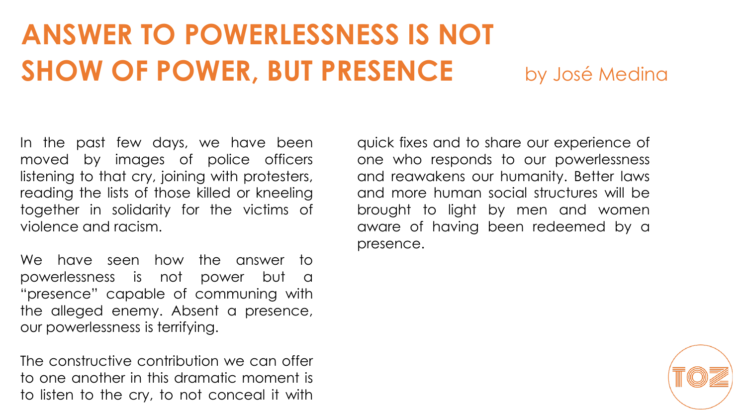# ANSWER TO POWERLESSNESS IS NOT SHOW OF POWER, BUT PRESENCE

by José Medina

In the past few days, we have been moved by images of police officers listening to that cry, joining with protesters, reading the lists of those killed or kneeling together in solidarity for the victims of violence and racism.

We have seen how the answer to powerlessness is not power but a "presence" capable of communing with the alleged enemy. Absent a presence, our powerlessness is terrifying.

The constructive contribution we can offer to one another in this dramatic moment is to listen to the cry, to not conceal it with quick fixes and to share our experience of one who responds to our powerlessness and reawakens our humanity. Better laws and more human social structures will be brought to light by men and women aware of having been redeemed by a presence.